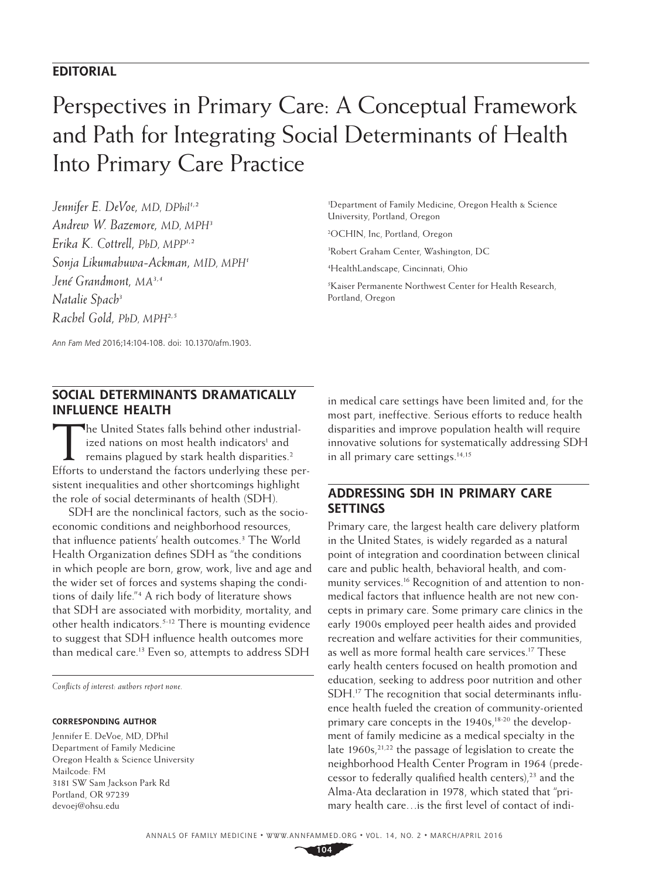**EDITORIAL**

# Perspectives in Primary Care: A Conceptual Framework and Path for Integrating Social Determinants of Health Into Primary Care Practice

*Jennifer E. DeVoe, MD, DPhil*[1,2]
*Andrew W. Bazemore, MD, MPH*[3]
*Erika K. Cottrell, PhD, MPP*[1,2]
*Sonja Likumahuwa-Ackman, MID, MPH*[1]
*Jené Grandmont, MA*[3,4]
*Natalie Spach*[3]
*Rachel Gold, PhD, MPH*[2,5]

[1]Department of Family Medicine, Oregon Health & Science University, Portland, Oregon

[2]OCHIN, Inc, Portland, Oregon

[3]Robert Graham Center, Washington, DC

[4]HealthLandscape, Cincinnati, Ohio

[5]Kaiser Permanente Northwest Center for Health Research, Portland, Oregon

*Ann Fam Med* 2016;14:104-108. doi: 10.1370/afm.1903.

## SOCIAL DETERMINANTS DRAMATICALLY INFLUENCE HEALTH

The United States falls behind other industrialized nations on most health indicators[1] and remains plagued by stark health disparities.[2] Efforts to understand the factors underlying these persistent inequalities and other shortcomings highlight the role of social determinants of health (SDH).

SDH are the nonclinical factors, such as the socioeconomic conditions and neighborhood resources, that influence patients' health outcomes.[3] The World Health Organization defines SDH as "the conditions in which people are born, grow, work, live and age and the wider set of forces and systems shaping the conditions of daily life."[4] A rich body of literature shows that SDH are associated with morbidity, mortality, and other health indicators.[5-12] There is mounting evidence to suggest that SDH influence health outcomes more than medical care.[13] Even so, attempts to address SDH in medical care settings have been limited and, for the most part, ineffective. Serious efforts to reduce health disparities and improve population health will require innovative solutions for systematically addressing SDH in all primary care settings.[14,15]

*Conflicts of interest: authors report none.*

**CORRESPONDING AUTHOR**

Jennifer E. DeVoe, MD, DPhil
Department of Family Medicine
Oregon Health & Science University
Mailcode: FM
3181 SW Sam Jackson Park Rd
Portland, OR 97239
devoej@ohsu.edu

## ADDRESSING SDH IN PRIMARY CARE SETTINGS

Primary care, the largest health care delivery platform in the United States, is widely regarded as a natural point of integration and coordination between clinical care and public health, behavioral health, and community services.[16] Recognition of and attention to nonmedical factors that influence health are not new concepts in primary care. Some primary care clinics in the early 1900s employed peer health aides and provided recreation and welfare activities for their communities, as well as more formal health care services.[17] These early health centers focused on health promotion and education, seeking to address poor nutrition and other SDH.[17] The recognition that social determinants influence health fueled the creation of community-oriented primary care concepts in the 1940s,[18-20] the development of family medicine as a medical specialty in the late 1960s,[21,22] the passage of legislation to create the neighborhood Health Center Program in 1964 (predecessor to federally qualified health centers),[23] and the Alma-Ata declaration in 1978, which stated that "primary health care…is the first level of contact of indi-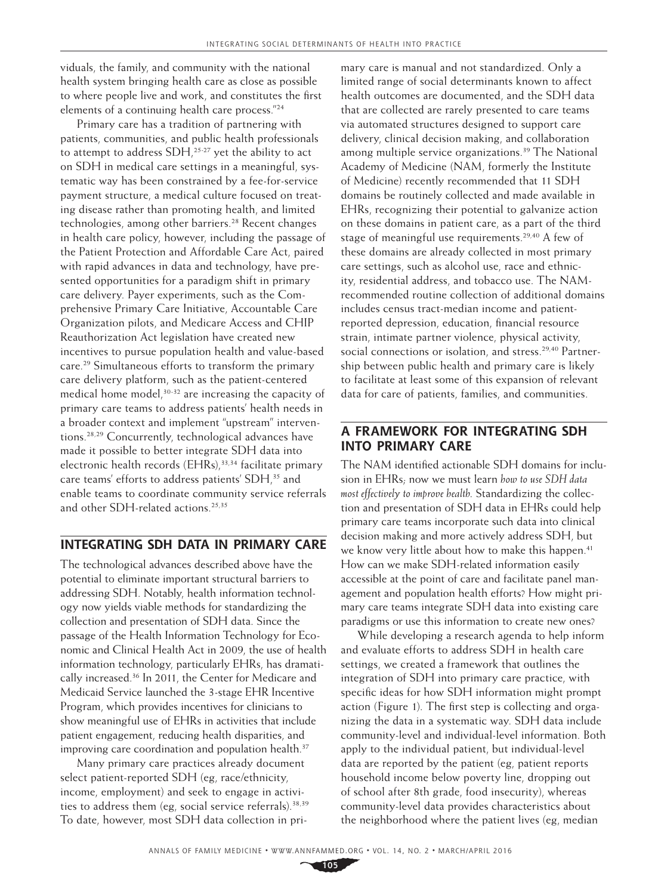viduals, the family, and community with the national health system bringing health care as close as possible to where people live and work, and constitutes the first elements of a continuing health care process."[24]

Primary care has a tradition of partnering with patients, communities, and public health professionals to attempt to address SDH,[25-27] yet the ability to act on SDH in medical care settings in a meaningful, systematic way has been constrained by a fee-for-service payment structure, a medical culture focused on treating disease rather than promoting health, and limited technologies, among other barriers.[28] Recent changes in health care policy, however, including the passage of the Patient Protection and Affordable Care Act, paired with rapid advances in data and technology, have presented opportunities for a paradigm shift in primary care delivery. Payer experiments, such as the Comprehensive Primary Care Initiative, Accountable Care Organization pilots, and Medicare Access and CHIP Reauthorization Act legislation have created new incentives to pursue population health and value-based care.[29] Simultaneous efforts to transform the primary care delivery platform, such as the patient-centered medical home model,[30-32] are increasing the capacity of primary care teams to address patients' health needs in a broader context and implement "upstream" interventions.[28,29] Concurrently, technological advances have made it possible to better integrate SDH data into electronic health records (EHRs),[33,34] facilitate primary care teams' efforts to address patients' SDH,[35] and enable teams to coordinate community service referrals and other SDH-related actions.[25,35]

## INTEGRATING SDH DATA IN PRIMARY CARE

The technological advances described above have the potential to eliminate important structural barriers to addressing SDH. Notably, health information technology now yields viable methods for standardizing the collection and presentation of SDH data. Since the passage of the Health Information Technology for Economic and Clinical Health Act in 2009, the use of health information technology, particularly EHRs, has dramatically increased.[36] In 2011, the Center for Medicare and Medicaid Service launched the 3-stage EHR Incentive Program, which provides incentives for clinicians to show meaningful use of EHRs in activities that include patient engagement, reducing health disparities, and improving care coordination and population health.[37]

Many primary care practices already document select patient-reported SDH (eg, race/ethnicity, income, employment) and seek to engage in activities to address them (eg, social service referrals).[38,39] To date, however, most SDH data collection in primary care is manual and not standardized. Only a limited range of social determinants known to affect health outcomes are documented, and the SDH data that are collected are rarely presented to care teams via automated structures designed to support care delivery, clinical decision making, and collaboration among multiple service organizations.[39] The National Academy of Medicine (NAM, formerly the Institute of Medicine) recently recommended that 11 SDH domains be routinely collected and made available in EHRs, recognizing their potential to galvanize action on these domains in patient care, as a part of the third stage of meaningful use requirements.[29,40] A few of these domains are already collected in most primary care settings, such as alcohol use, race and ethnicity, residential address, and tobacco use. The NAM-recommended routine collection of additional domains includes census tract-median income and patient-reported depression, education, financial resource strain, intimate partner violence, physical activity, social connections or isolation, and stress.[29,40] Partnership between public health and primary care is likely to facilitate at least some of this expansion of relevant data for care of patients, families, and communities.

## A FRAMEWORK FOR INTEGRATING SDH INTO PRIMARY CARE

The NAM identified actionable SDH domains for inclusion in EHRs; now we must learn *how to use SDH data most effectively to improve health.* Standardizing the collection and presentation of SDH data in EHRs could help primary care teams incorporate such data into clinical decision making and more actively address SDH, but we know very little about how to make this happen.[41] How can we make SDH-related information easily accessible at the point of care and facilitate panel management and population health efforts? How might primary care teams integrate SDH data into existing care paradigms or use this information to create new ones?

While developing a research agenda to help inform and evaluate efforts to address SDH in health care settings, we created a framework that outlines the integration of SDH into primary care practice, with specific ideas for how SDH information might prompt action (Figure 1). The first step is collecting and organizing the data in a systematic way. SDH data include community-level and individual-level information. Both apply to the individual patient, but individual-level data are reported by the patient (eg, patient reports household income below poverty line, dropping out of school after 8th grade, food insecurity), whereas community-level data provides characteristics about the neighborhood where the patient lives (eg, median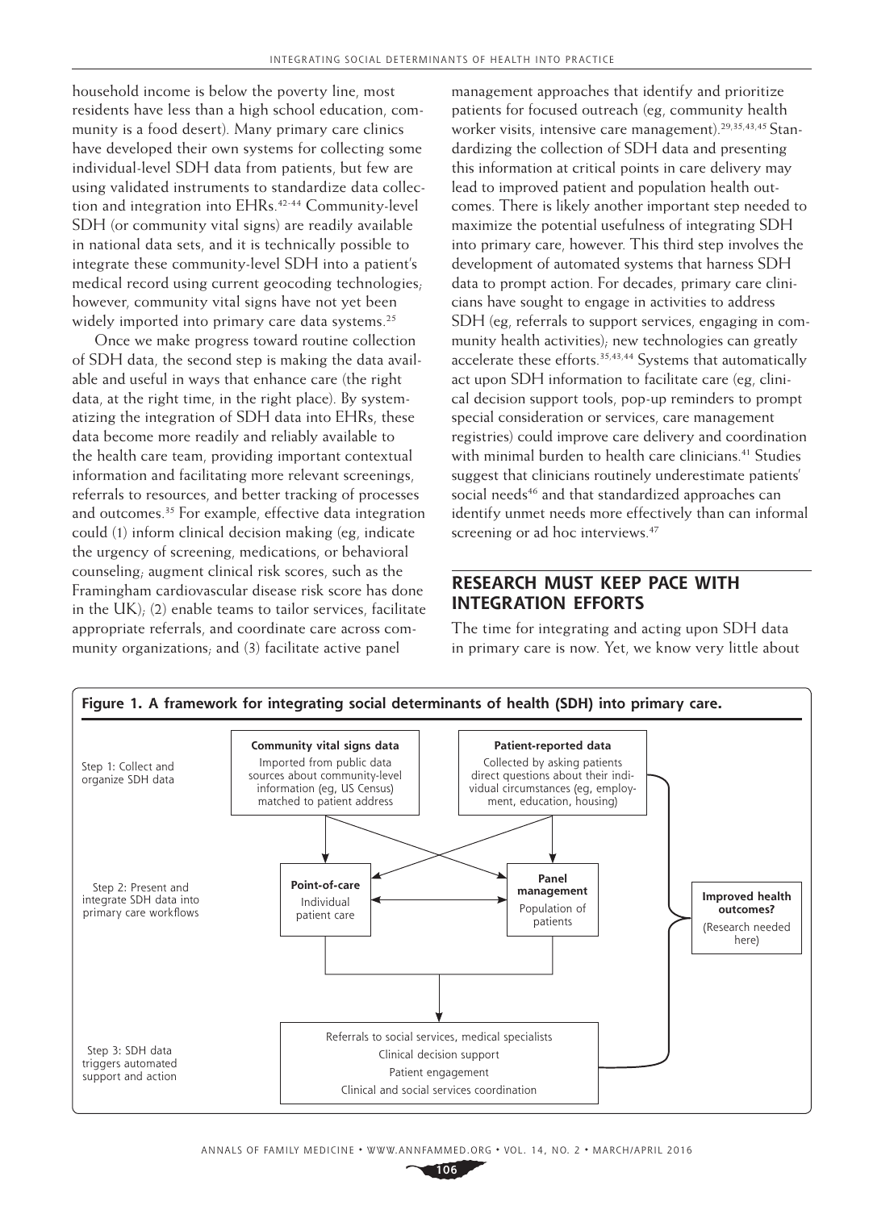household income is below the poverty line, most residents have less than a high school education, community is a food desert). Many primary care clinics have developed their own systems for collecting some individual-level SDH data from patients, but few are using validated instruments to standardize data collection and integration into EHRs.[42-44] Community-level SDH (or community vital signs) are readily available in national data sets, and it is technically possible to integrate these community-level SDH into a patient's medical record using current geocoding technologies; however, community vital signs have not yet been widely imported into primary care data systems.[25]

Once we make progress toward routine collection of SDH data, the second step is making the data available and useful in ways that enhance care (the right data, at the right time, in the right place). By systematizing the integration of SDH data into EHRs, these data become more readily and reliably available to the health care team, providing important contextual information and facilitating more relevant screenings, referrals to resources, and better tracking of processes and outcomes.[35] For example, effective data integration could (1) inform clinical decision making (eg, indicate the urgency of screening, medications, or behavioral counseling; augment clinical risk scores, such as the Framingham cardiovascular disease risk score has done in the UK); (2) enable teams to tailor services, facilitate appropriate referrals, and coordinate care across community organizations; and (3) facilitate active panel management approaches that identify and prioritize patients for focused outreach (eg, community health worker visits, intensive care management).[29,35,43,45] Standardizing the collection of SDH data and presenting this information at critical points in care delivery may lead to improved patient and population health outcomes. There is likely another important step needed to maximize the potential usefulness of integrating SDH into primary care, however. This third step involves the development of automated systems that harness SDH data to prompt action. For decades, primary care clinicians have sought to engage in activities to address SDH (eg, referrals to support services, engaging in community health activities); new technologies can greatly accelerate these efforts.[35,43,44] Systems that automatically act upon SDH information to facilitate care (eg, clinical decision support tools, pop-up reminders to prompt special consideration or services, care management registries) could improve care delivery and coordination with minimal burden to health care clinicians.[41] Studies suggest that clinicians routinely underestimate patients' social needs[46] and that standardized approaches can identify unmet needs more effectively than can informal screening or ad hoc interviews.[47]

## RESEARCH MUST KEEP PACE WITH INTEGRATION EFFORTS

The time for integrating and acting upon SDH data in primary care is now. Yet, we know very little about

**Figure 1. A framework for integrating social determinants of health (SDH) into primary care.**

Step 1: Collect and organize SDH data
- **Community vital signs data**: Imported from public data sources about community-level information (eg, US Census) matched to patient address
- **Patient-reported data**: Collected by asking patients direct questions about their individual circumstances (eg, employment, education, housing)

Step 2: Present and integrate SDH data into primary care workflows
- **Point-of-care**: Individual patient care
- **Panel management**: Population of patients

Step 3: SDH data triggers automated support and action
- Referrals to social services, medical specialists
- Clinical decision support
- Patient engagement
- Clinical and social services coordination

**Improved health outcomes?** (Research needed here)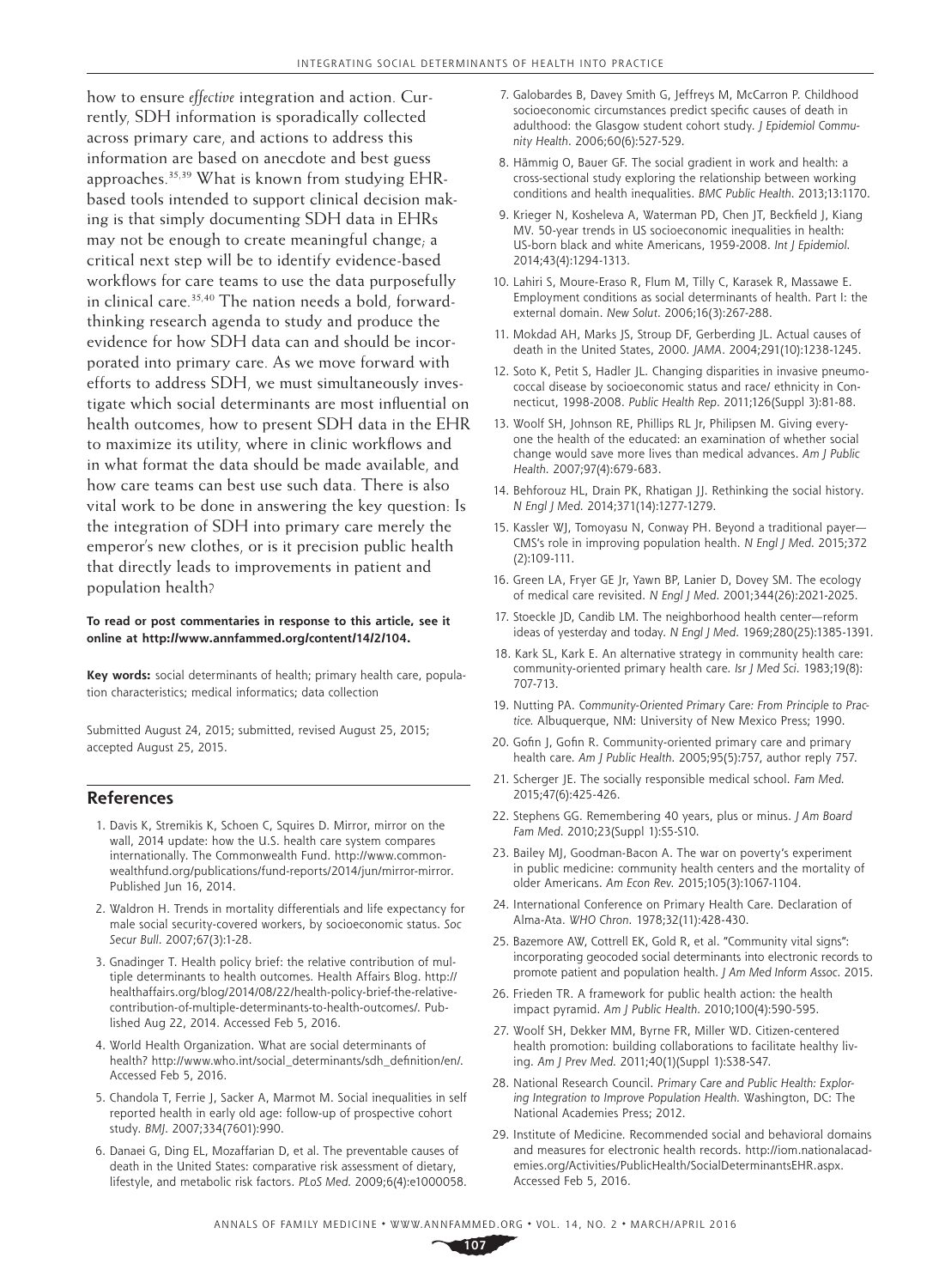how to ensure *effective* integration and action. Currently, SDH information is sporadically collected across primary care, and actions to address this information are based on anecdote and best guess approaches.[35,39] What is known from studying EHR-based tools intended to support clinical decision making is that simply documenting SDH data in EHRs may not be enough to create meaningful change; a critical next step will be to identify evidence-based workflows for care teams to use the data purposefully in clinical care.[35,40] The nation needs a bold, forward-thinking research agenda to study and produce the evidence for how SDH data can and should be incorporated into primary care. As we move forward with efforts to address SDH, we must simultaneously investigate which social determinants are most influential on health outcomes, how to present SDH data in the EHR to maximize its utility, where in clinic workflows and in what format the data should be made available, and how care teams can best use such data. There is also vital work to be done in answering the key question: Is the integration of SDH into primary care merely the emperor's new clothes, or is it precision public health that directly leads to improvements in patient and population health?

**To read or post commentaries in response to this article, see it online at http://www.annfammed.org/content/14/2/104.**

**Key words:** social determinants of health; primary health care, population characteristics; medical informatics; data collection

Submitted August 24, 2015; submitted, revised August 25, 2015; accepted August 25, 2015.

## References

1. Davis K, Stremikis K, Schoen C, Squires D. Mirror, mirror on the wall, 2014 update: how the U.S. health care system compares internationally. The Commonwealth Fund. http://www.commonwealthfund.org/publications/fund-reports/2014/jun/mirror-mirror. Published Jun 16, 2014.
2. Waldron H. Trends in mortality differentials and life expectancy for male social security-covered workers, by socioeconomic status. *Soc Secur Bull*. 2007;67(3):1-28.
3. Gnadinger T. Health policy brief: the relative contribution of multiple determinants to health outcomes. Health Affairs Blog. http://healthaffairs.org/blog/2014/08/22/health-policy-brief-the-relative-contribution-of-multiple-determinants-to-health-outcomes/. Published Aug 22, 2014. Accessed Feb 5, 2016.
4. World Health Organization. What are social determinants of health? http://www.who.int/social_determinants/sdh_definition/en/. Accessed Feb 5, 2016.
5. Chandola T, Ferrie J, Sacker A, Marmot M. Social inequalities in self reported health in early old age: follow-up of prospective cohort study. *BMJ*. 2007;334(7601):990.
6. Danaei G, Ding EL, Mozaffarian D, et al. The preventable causes of death in the United States: comparative risk assessment of dietary, lifestyle, and metabolic risk factors. *PLoS Med*. 2009;6(4):e1000058.
7. Galobardes B, Davey Smith G, Jeffreys M, McCarron P. Childhood socioeconomic circumstances predict specific causes of death in adulthood: the Glasgow student cohort study. *J Epidemiol Community Health*. 2006;60(6):527-529.
8. Hämmig O, Bauer GF. The social gradient in work and health: a cross-sectional study exploring the relationship between working conditions and health inequalities. *BMC Public Health*. 2013;13:1170.
9. Krieger N, Kosheleva A, Waterman PD, Chen JT, Beckfield J, Kiang MV. 50-year trends in US socioeconomic inequalities in health: US-born black and white Americans, 1959-2008. *Int J Epidemiol*. 2014;43(4):1294-1313.
10. Lahiri S, Moure-Eraso R, Flum M, Tilly C, Karasek R, Massawe E. Employment conditions as social determinants of health. Part I: the external domain. *New Solut*. 2006;16(3):267-288.
11. Mokdad AH, Marks JS, Stroup DF, Gerberding JL. Actual causes of death in the United States, 2000. *JAMA*. 2004;291(10):1238-1245.
12. Soto K, Petit S, Hadler JL. Changing disparities in invasive pneumococcal disease by socioeconomic status and race/ ethnicity in Connecticut, 1998-2008. *Public Health Rep*. 2011;126(Suppl 3):81-88.
13. Woolf SH, Johnson RE, Phillips RL Jr, Philipsen M. Giving everyone the health of the educated: an examination of whether social change would save more lives than medical advances. *Am J Public Health*. 2007;97(4):679-683.
14. Behforouz HL, Drain PK, Rhatigan JJ. Rethinking the social history. *N Engl J Med*. 2014;371(14):1277-1279.
15. Kassler WJ, Tomoyasu N, Conway PH. Beyond a traditional payer—CMS's role in improving population health. *N Engl J Med*. 2015;372(2):109-111.
16. Green LA, Fryer GE Jr, Yawn BP, Lanier D, Dovey SM. The ecology of medical care revisited. *N Engl J Med*. 2001;344(26):2021-2025.
17. Stoeckle JD, Candib LM. The neighborhood health center—reform ideas of yesterday and today. *N Engl J Med*. 1969;280(25):1385-1391.
18. Kark SL, Kark E. An alternative strategy in community health care: community-oriented primary health care. *Isr J Med Sci*. 1983;19(8):707-713.
19. Nutting PA. *Community-Oriented Primary Care: From Principle to Practice*. Albuquerque, NM: University of New Mexico Press; 1990.
20. Gofin J, Gofin R. Community-oriented primary care and primary health care. *Am J Public Health*. 2005;95(5):757, author reply 757.
21. Scherger JE. The socially responsible medical school. *Fam Med*. 2015;47(6):425-426.
22. Stephens GG. Remembering 40 years, plus or minus. *J Am Board Fam Med*. 2010;23(Suppl 1):S5-S10.
23. Bailey MJ, Goodman-Bacon A. The war on poverty's experiment in public medicine: community health centers and the mortality of older Americans. *Am Econ Rev*. 2015;105(3):1067-1104.
24. International Conference on Primary Health Care. Declaration of Alma-Ata. *WHO Chron*. 1978;32(11):428-430.
25. Bazemore AW, Cottrell EK, Gold R, et al. "Community vital signs": incorporating geocoded social determinants into electronic records to promote patient and population health. *J Am Med Inform Assoc*. 2015.
26. Frieden TR. A framework for public health action: the health impact pyramid. *Am J Public Health*. 2010;100(4):590-595.
27. Woolf SH, Dekker MM, Byrne FR, Miller WD. Citizen-centered health promotion: building collaborations to facilitate healthy living. *Am J Prev Med*. 2011;40(1)(Suppl 1):S38-S47.
28. National Research Council. *Primary Care and Public Health: Exploring Integration to Improve Population Health*. Washington, DC: The National Academies Press; 2012.
29. Institute of Medicine. Recommended social and behavioral domains and measures for electronic health records. http://iom.nationalacademies.org/Activities/PublicHealth/SocialDeterminantsEHR.aspx. Accessed Feb 5, 2016.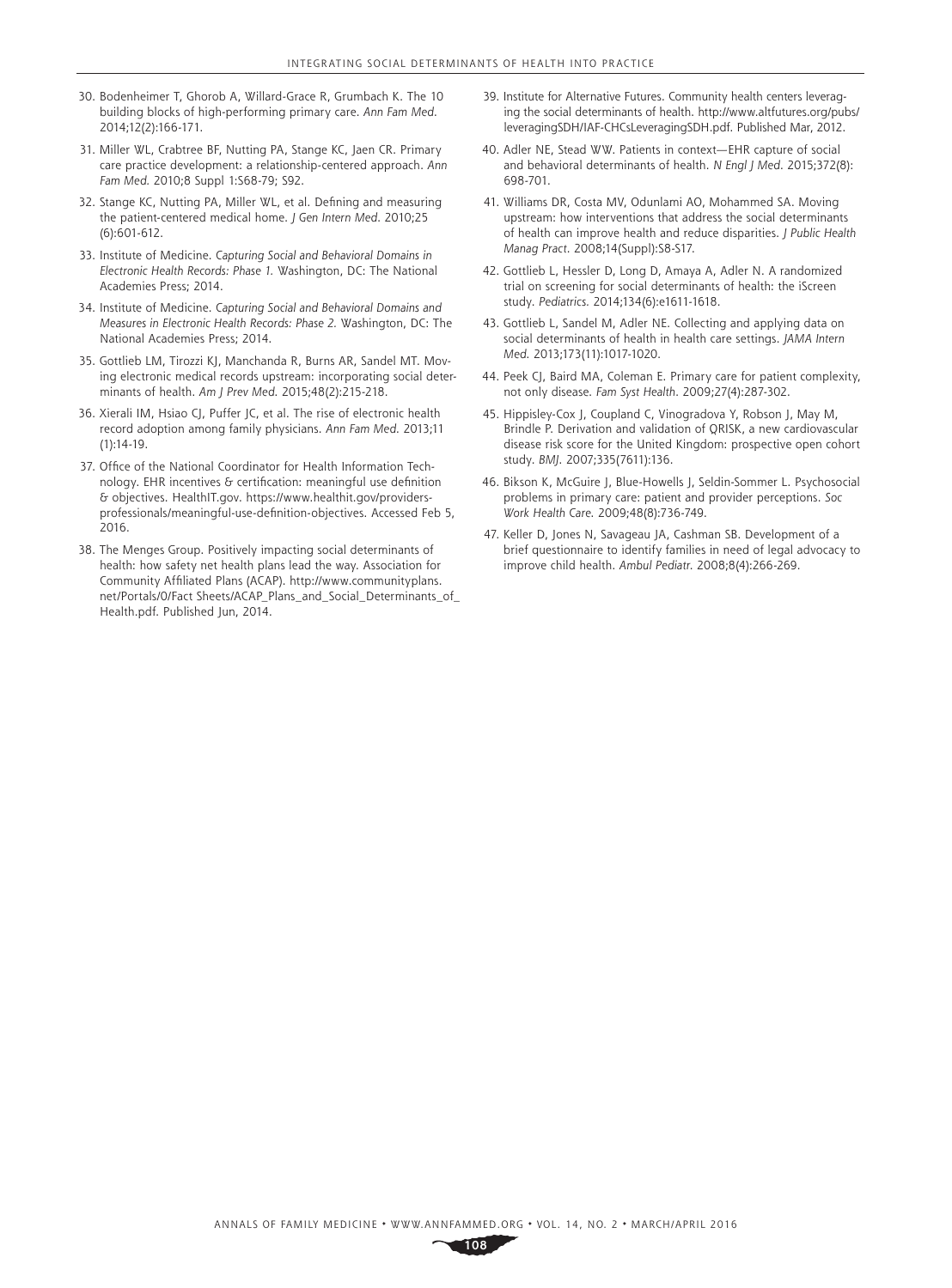30. Bodenheimer T, Ghorob A, Willard-Grace R, Grumbach K. The 10 building blocks of high-performing primary care. *Ann Fam Med*. 2014;12(2):166-171.

31. Miller WL, Crabtree BF, Nutting PA, Stange KC, Jaen CR. Primary care practice development: a relationship-centered approach. *Ann Fam Med*. 2010;8 Suppl 1:S68-79; S92.

32. Stange KC, Nutting PA, Miller WL, et al. Defining and measuring the patient-centered medical home. *J Gen Intern Med*. 2010;25 (6):601-612.

33. Institute of Medicine. *Capturing Social and Behavioral Domains in Electronic Health Records: Phase 1.* Washington, DC: The National Academies Press; 2014.

34. Institute of Medicine. *Capturing Social and Behavioral Domains and Measures in Electronic Health Records: Phase 2.* Washington, DC: The National Academies Press; 2014.

35. Gottlieb LM, Tirozzi KJ, Manchanda R, Burns AR, Sandel MT. Moving electronic medical records upstream: incorporating social determinants of health. *Am J Prev Med*. 2015;48(2):215-218.

36. Xierali IM, Hsiao CJ, Puffer JC, et al. The rise of electronic health record adoption among family physicians. *Ann Fam Med*. 2013;11 (1):14-19.

37. Office of the National Coordinator for Health Information Technology. EHR incentives & certification: meaningful use definition & objectives. HealthIT.gov. https://www.healthit.gov/providers-professionals/meaningful-use-definition-objectives. Accessed Feb 5, 2016.

38. The Menges Group. Positively impacting social determinants of health: how safety net health plans lead the way. Association for Community Affiliated Plans (ACAP). http://www.communityplans.net/Portals/0/Fact Sheets/ACAP_Plans_and_Social_Determinants_of_Health.pdf. Published Jun, 2014.

39. Institute for Alternative Futures. Community health centers leveraging the social determinants of health. http://www.altfutures.org/pubs/leveragingSDH/IAF-CHCsLeveragingSDH.pdf. Published Mar, 2012.

40. Adler NE, Stead WW. Patients in context—EHR capture of social and behavioral determinants of health. *N Engl J Med*. 2015;372(8): 698-701.

41. Williams DR, Costa MV, Odunlami AO, Mohammed SA. Moving upstream: how interventions that address the social determinants of health can improve health and reduce disparities. *J Public Health Manag Pract*. 2008;14(Suppl):S8-S17.

42. Gottlieb L, Hessler D, Long D, Amaya A, Adler N. A randomized trial on screening for social determinants of health: the iScreen study. *Pediatrics*. 2014;134(6):e1611-1618.

43. Gottlieb L, Sandel M, Adler NE. Collecting and applying data on social determinants of health in health care settings. *JAMA Intern Med*. 2013;173(11):1017-1020.

44. Peek CJ, Baird MA, Coleman E. Primary care for patient complexity, not only disease. *Fam Syst Health*. 2009;27(4):287-302.

45. Hippisley-Cox J, Coupland C, Vinogradova Y, Robson J, May M, Brindle P. Derivation and validation of QRISK, a new cardiovascular disease risk score for the United Kingdom: prospective open cohort study. *BMJ*. 2007;335(7611):136.

46. Bikson K, McGuire J, Blue-Howells J, Seldin-Sommer L. Psychosocial problems in primary care: patient and provider perceptions. *Soc Work Health Care*. 2009;48(8):736-749.

47. Keller D, Jones N, Savageau JA, Cashman SB. Development of a brief questionnaire to identify families in need of legal advocacy to improve child health. *Ambul Pediatr*. 2008;8(4):266-269.